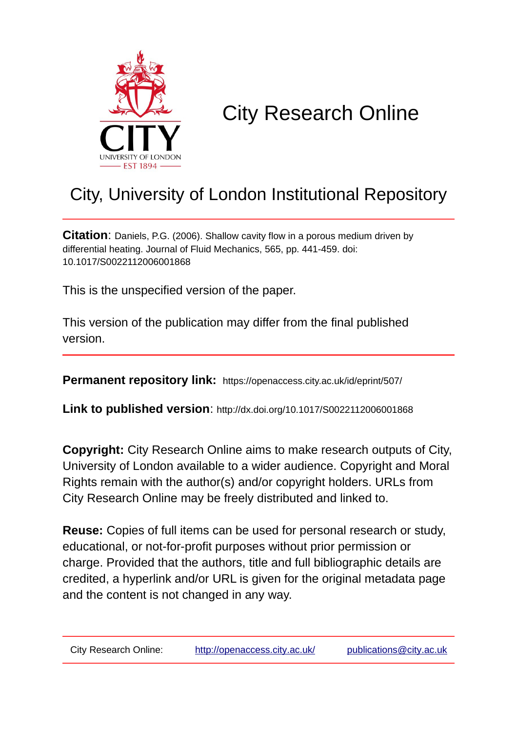CITY UNIVERSITY OF LONDON
EST 1894

# City Research Online

## City, University of London Institutional Repository

**Citation**: Daniels, P.G. (2006). Shallow cavity flow in a porous medium driven by differential heating. Journal of Fluid Mechanics, 565, pp. 441-459. doi: 10.1017/S0022112006001868

This is the unspecified version of the paper.

This version of the publication may differ from the final published version.

**Permanent repository link:** https://openaccess.city.ac.uk/id/eprint/507/

**Link to published version**: http://dx.doi.org/10.1017/S0022112006001868

**Copyright:** City Research Online aims to make research outputs of City, University of London available to a wider audience. Copyright and Moral Rights remain with the author(s) and/or copyright holders. URLs from City Research Online may be freely distributed and linked to.

**Reuse:** Copies of full items can be used for personal research or study, educational, or not-for-profit purposes without prior permission or charge. Provided that the authors, title and full bibliographic details are credited, a hyperlink and/or URL is given for the original metadata page and the content is not changed in any way.

City Research Online: http://openaccess.city.ac.uk/ publications@city.ac.uk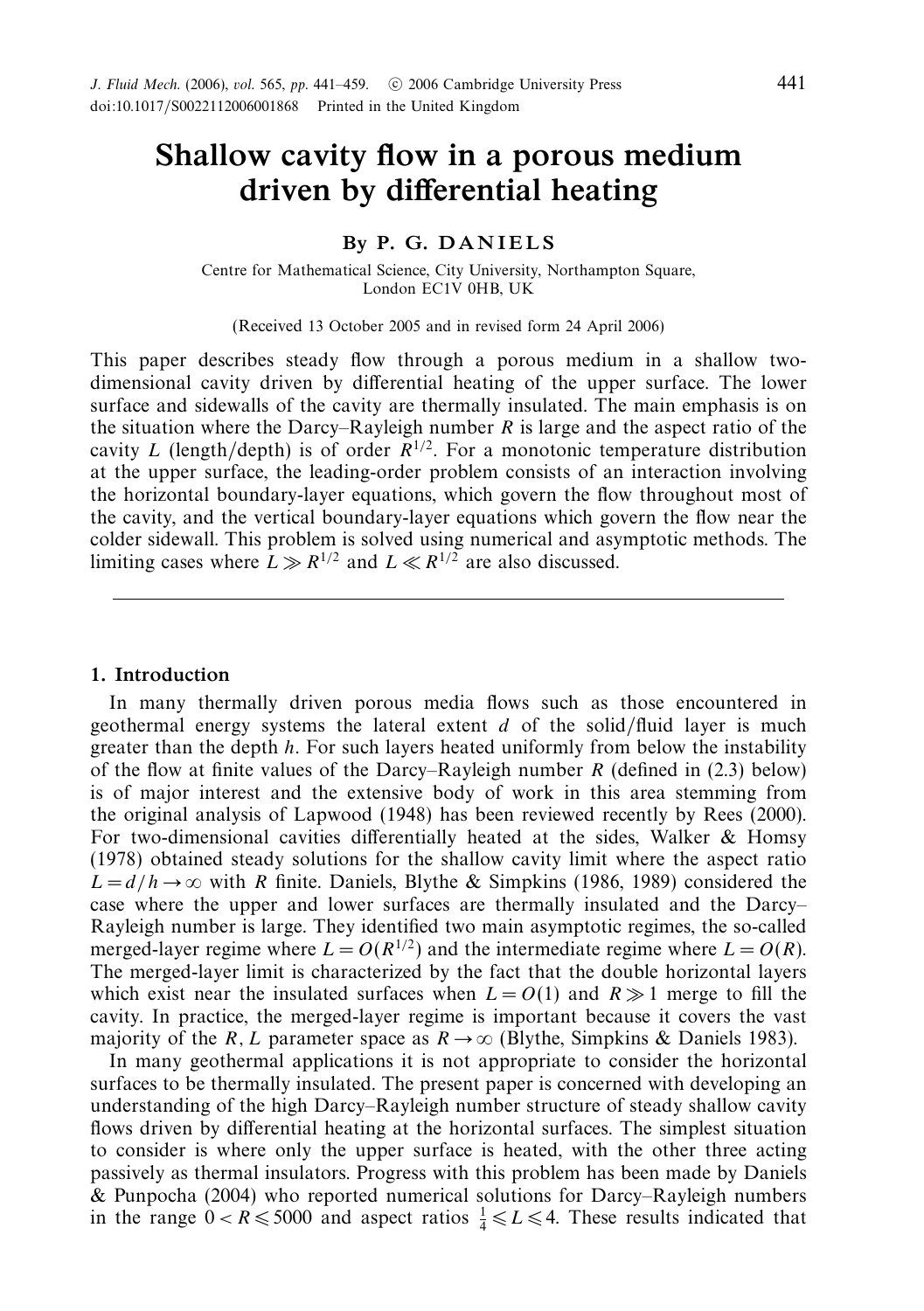# Shallow cavity flow in a porous medium driven by differential heating

By P. G. DANIELS

Centre for Mathematical Science, City University, Northampton Square, London EC1V 0HB, UK

(Received 13 October 2005 and in revised form 24 April 2006)

This paper describes steady flow through a porous medium in a shallow two-dimensional cavity driven by differential heating of the upper surface. The lower surface and sidewalls of the cavity are thermally insulated. The main emphasis is on the situation where the Darcy–Rayleigh number $R$ is large and the aspect ratio of the cavity $L$ (length/depth) is of order $R^{1/2}$. For a monotonic temperature distribution at the upper surface, the leading-order problem consists of an interaction involving the horizontal boundary-layer equations, which govern the flow throughout most of the cavity, and the vertical boundary-layer equations which govern the flow near the colder sidewall. This problem is solved using numerical and asymptotic methods. The limiting cases where $L \gg R^{1/2}$ and $L \ll R^{1/2}$ are also discussed.

## 1. Introduction

In many thermally driven porous media flows such as those encountered in geothermal energy systems the lateral extent $d$ of the solid/fluid layer is much greater than the depth $h$. For such layers heated uniformly from below the instability of the flow at finite values of the Darcy–Rayleigh number $R$ (defined in (2.3) below) is of major interest and the extensive body of work in this area stemming from the original analysis of Lapwood (1948) has been reviewed recently by Rees (2000). For two-dimensional cavities differentially heated at the sides, Walker & Homsy (1978) obtained steady solutions for the shallow cavity limit where the aspect ratio $L = d/h \to \infty$ with $R$ finite. Daniels, Blythe & Simpkins (1986, 1989) considered the case where the upper and lower surfaces are thermally insulated and the Darcy–Rayleigh number is large. They identified two main asymptotic regimes, the so-called merged-layer regime where $L = O(R^{1/2})$ and the intermediate regime where $L = O(R)$. The merged-layer limit is characterized by the fact that the double horizontal layers which exist near the insulated surfaces when $L = O(1)$ and $R \gg 1$ merge to fill the cavity. In practice, the merged-layer regime is important because it covers the vast majority of the $R, L$ parameter space as $R \to \infty$ (Blythe, Simpkins & Daniels 1983).

In many geothermal applications it is not appropriate to consider the horizontal surfaces to be thermally insulated. The present paper is concerned with developing an understanding of the high Darcy–Rayleigh number structure of steady shallow cavity flows driven by differential heating at the horizontal surfaces. The simplest situation to consider is where only the upper surface is heated, with the other three acting passively as thermal insulators. Progress with this problem has been made by Daniels & Punpocha (2004) who reported numerical solutions for Darcy–Rayleigh numbers in the range $0 < R \leqslant 5000$ and aspect ratios $\frac{1}{4} \leqslant L \leqslant 4$. These results indicated that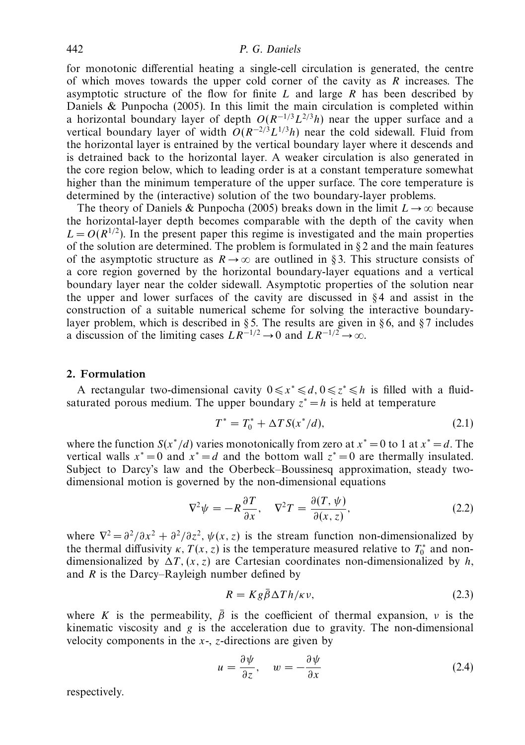for monotonic differential heating a single-cell circulation is generated, the centre of which moves towards the upper cold corner of the cavity as $R$ increases. The asymptotic structure of the flow for finite $L$ and large $R$ has been described by Daniels & Punpocha (2005). In this limit the main circulation is completed within a horizontal boundary layer of depth $O(R^{-1/3}L^{2/3}h)$ near the upper surface and a vertical boundary layer of width $O(R^{-2/3}L^{1/3}h)$ near the cold sidewall. Fluid from the horizontal layer is entrained by the vertical boundary layer where it descends and is detrained back to the horizontal layer. A weaker circulation is also generated in the core region below, which to leading order is at a constant temperature somewhat higher than the minimum temperature of the upper surface. The core temperature is determined by the (interactive) solution of the two boundary-layer problems.

The theory of Daniels & Punpocha (2005) breaks down in the limit $L \to \infty$ because the horizontal-layer depth becomes comparable with the depth of the cavity when $L = O(R^{1/2})$. In the present paper this regime is investigated and the main properties of the solution are determined. The problem is formulated in § 2 and the main features of the asymptotic structure as $R \to \infty$ are outlined in § 3. This structure consists of a core region governed by the horizontal boundary-layer equations and a vertical boundary layer near the colder sidewall. Asymptotic properties of the solution near the upper and lower surfaces of the cavity are discussed in § 4 and assist in the construction of a suitable numerical scheme for solving the interactive boundary-layer problem, which is described in § 5. The results are given in § 6, and § 7 includes a discussion of the limiting cases $LR^{-1/2} \to 0$ and $LR^{-1/2} \to \infty$.

## 2. Formulation

A rectangular two-dimensional cavity $0 \leqslant x^* \leqslant d, 0 \leqslant z^* \leqslant h$ is filled with a fluid-saturated porous medium. The upper boundary $z^* = h$ is held at temperature

$$T^* = T_0^* + \Delta T\, S(x^*/d), \tag{2.1}$$

where the function $S(x^*/d)$ varies monotonically from zero at $x^* = 0$ to 1 at $x^* = d$. The vertical walls $x^* = 0$ and $x^* = d$ and the bottom wall $z^* = 0$ are thermally insulated. Subject to Darcy's law and the Oberbeck–Boussinesq approximation, steady two-dimensional motion is governed by the non-dimensional equations

$$\nabla^2 \psi = -R\frac{\partial T}{\partial x}, \quad \nabla^2 T = \frac{\partial(T, \psi)}{\partial(x, z)}, \tag{2.2}$$

where $\nabla^2 = \partial^2/\partial x^2 + \partial^2/\partial z^2$, $\psi(x, z)$ is the stream function non-dimensionalized by the thermal diffusivity $\kappa$, $T(x, z)$ is the temperature measured relative to $T_0^*$ and non-dimensionalized by $\Delta T$, $(x, z)$ are Cartesian coordinates non-dimensionalized by $h$, and $R$ is the Darcy–Rayleigh number defined by

$$R = Kg\bar{\beta}\Delta T h/\kappa\nu, \tag{2.3}$$

where $K$ is the permeability, $\bar{\beta}$ is the coefficient of thermal expansion, $\nu$ is the kinematic viscosity and $g$ is the acceleration due to gravity. The non-dimensional velocity components in the $x$-, $z$-directions are given by

$$u = \frac{\partial \psi}{\partial z}, \quad w = -\frac{\partial \psi}{\partial x} \tag{2.4}$$

respectively.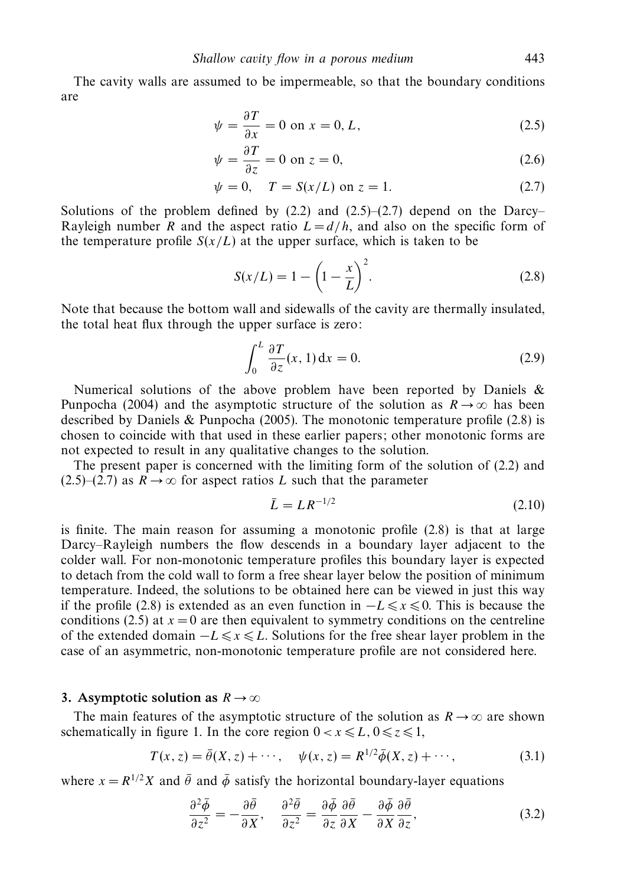The cavity walls are assumed to be impermeable, so that the boundary conditions are

$$\psi = \frac{\partial T}{\partial x} = 0 \text{ on } x = 0, L, \tag{2.5}$$

$$\psi = \frac{\partial T}{\partial z} = 0 \text{ on } z = 0, \tag{2.6}$$

$$\psi = 0, \quad T = S(x/L) \text{ on } z = 1. \tag{2.7}$$

Solutions of the problem defined by (2.2) and (2.5)–(2.7) depend on the Darcy–Rayleigh number $R$ and the aspect ratio $L = d/h$, and also on the specific form of the temperature profile $S(x/L)$ at the upper surface, which is taken to be

$$S(x/L) = 1 - \left(1 - \frac{x}{L}\right)^2. \tag{2.8}$$

Note that because the bottom wall and sidewalls of the cavity are thermally insulated, the total heat flux through the upper surface is zero:

$$\int_0^L \frac{\partial T}{\partial z}(x, 1)\,\mathrm{d}x = 0. \tag{2.9}$$

Numerical solutions of the above problem have been reported by Daniels & Punpocha (2004) and the asymptotic structure of the solution as $R \to \infty$ has been described by Daniels & Punpocha (2005). The monotonic temperature profile (2.8) is chosen to coincide with that used in these earlier papers; other monotonic forms are not expected to result in any qualitative changes to the solution.

The present paper is concerned with the limiting form of the solution of (2.2) and (2.5)–(2.7) as $R \to \infty$ for aspect ratios $L$ such that the parameter

$$\bar{L} = L R^{-1/2} \tag{2.10}$$

is finite. The main reason for assuming a monotonic profile (2.8) is that at large Darcy–Rayleigh numbers the flow descends in a boundary layer adjacent to the colder wall. For non-monotonic temperature profiles this boundary layer is expected to detach from the cold wall to form a free shear layer below the position of minimum temperature. Indeed, the solutions to be obtained here can be viewed in just this way if the profile (2.8) is extended as an even function in $-L \leqslant x \leqslant 0$. This is because the conditions (2.5) at $x = 0$ are then equivalent to symmetry conditions on the centreline of the extended domain $-L \leqslant x \leqslant L$. Solutions for the free shear layer problem in the case of an asymmetric, non-monotonic temperature profile are not considered here.

## 3. Asymptotic solution as $R \to \infty$

The main features of the asymptotic structure of the solution as $R \to \infty$ are shown schematically in figure 1. In the core region $0 < x \leqslant L, 0 \leqslant z \leqslant 1$,

$$T(x, z) = \bar{\theta}(X, z) + \cdots, \quad \psi(x, z) = R^{1/2}\bar{\phi}(X, z) + \cdots, \tag{3.1}$$

where $x = R^{1/2}X$ and $\bar{\theta}$ and $\bar{\phi}$ satisfy the horizontal boundary-layer equations

$$\frac{\partial^2 \bar{\phi}}{\partial z^2} = -\frac{\partial \bar{\theta}}{\partial X}, \quad \frac{\partial^2 \bar{\theta}}{\partial z^2} = \frac{\partial \bar{\phi}}{\partial z}\frac{\partial \bar{\theta}}{\partial X} - \frac{\partial \bar{\phi}}{\partial X}\frac{\partial \bar{\theta}}{\partial z}, \tag{3.2}$$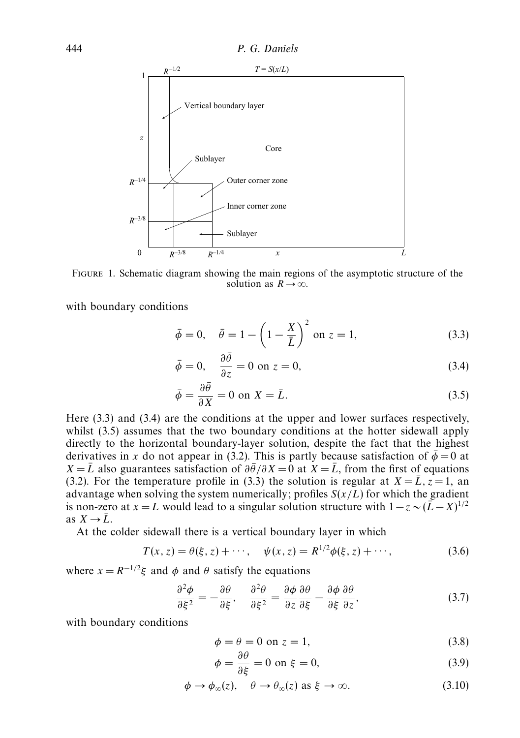FIGURE 1. Schematic diagram showing the main regions of the asymptotic structure of the solution as $R \to \infty$.

with boundary conditions

$$\bar{\phi} = 0, \quad \bar{\theta} = 1 - \left(1 - \frac{X}{\bar{L}}\right)^2 \text{ on } z = 1, \tag{3.3}$$

$$\bar{\phi} = 0, \quad \frac{\partial \bar{\theta}}{\partial z} = 0 \text{ on } z = 0, \tag{3.4}$$

$$\bar{\phi} = \frac{\partial \bar{\theta}}{\partial X} = 0 \text{ on } X = \bar{L}. \tag{3.5}$$

Here (3.3) and (3.4) are the conditions at the upper and lower surfaces respectively, whilst (3.5) assumes that the two boundary conditions at the hotter sidewall apply directly to the horizontal boundary-layer solution, despite the fact that the highest derivatives in $x$ do not appear in (3.2). This is partly because satisfaction of $\bar{\phi} = 0$ at $X = \bar{L}$ also guarantees satisfaction of $\partial \bar{\theta}/\partial X = 0$ at $X = \bar{L}$, from the first of equations (3.2). For the temperature profile in (3.3) the solution is regular at $X = \bar{L}, z = 1$, an advantage when solving the system numerically; profiles $S(x/L)$ for which the gradient is non-zero at $x = L$ would lead to a singular solution structure with $1 - z \sim (\bar{L} - X)^{1/2}$ as $X \to \bar{L}$.

At the colder sidewall there is a vertical boundary layer in which

$$T(x, z) = \theta(\xi, z) + \cdots, \quad \psi(x, z) = R^{1/2}\phi(\xi, z) + \cdots, \tag{3.6}$$

where $x = R^{-1/2}\xi$ and $\phi$ and $\theta$ satisfy the equations

$$\frac{\partial^2 \phi}{\partial \xi^2} = -\frac{\partial \theta}{\partial \xi}, \quad \frac{\partial^2 \theta}{\partial \xi^2} = \frac{\partial \phi}{\partial z}\frac{\partial \theta}{\partial \xi} - \frac{\partial \phi}{\partial \xi}\frac{\partial \theta}{\partial z}, \tag{3.7}$$

with boundary conditions

$$\phi = \theta = 0 \text{ on } z = 1, \tag{3.8}$$

$$\phi = \frac{\partial \theta}{\partial \xi} = 0 \text{ on } \xi = 0, \tag{3.9}$$

$$\phi \to \phi_\infty(z), \quad \theta \to \theta_\infty(z) \text{ as } \xi \to \infty. \tag{3.10}$$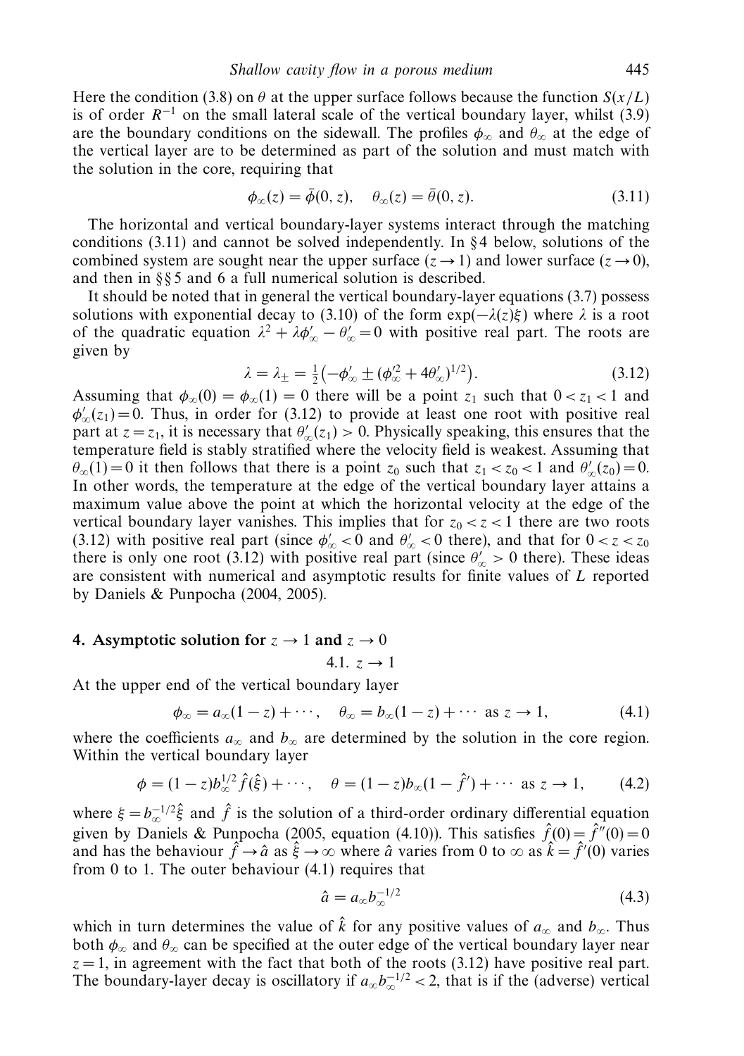Here the condition (3.8) on $\theta$ at the upper surface follows because the function $S(x/L)$ is of order $R^{-1}$ on the small lateral scale of the vertical boundary layer, whilst (3.9) are the boundary conditions on the sidewall. The profiles $\phi_\infty$ and $\theta_\infty$ at the edge of the vertical layer are to be determined as part of the solution and must match with the solution in the core, requiring that

$$\phi_\infty(z) = \bar{\phi}(0, z), \quad \theta_\infty(z) = \bar{\theta}(0, z). \tag{3.11}$$

The horizontal and vertical boundary-layer systems interact through the matching conditions (3.11) and cannot be solved independently. In §4 below, solutions of the combined system are sought near the upper surface ($z \to 1$) and lower surface ($z \to 0$), and then in §§5 and 6 a full numerical solution is described.

It should be noted that in general the vertical boundary-layer equations (3.7) possess solutions with exponential decay to (3.10) of the form $\exp(-\lambda(z)\xi)$ where $\lambda$ is a root of the quadratic equation $\lambda^2 + \lambda\phi'_\infty - \theta'_\infty = 0$ with positive real part. The roots are given by

$$\lambda = \lambda_\pm = \tfrac{1}{2}\left(-\phi'_\infty \pm (\phi'^2_\infty + 4\theta'_\infty)^{1/2}\right). \tag{3.12}$$

Assuming that $\phi_\infty(0) = \phi_\infty(1) = 0$ there will be a point $z_1$ such that $0 < z_1 < 1$ and $\phi'_\infty(z_1) = 0$. Thus, in order for (3.12) to provide at least one root with positive real part at $z = z_1$, it is necessary that $\theta'_\infty(z_1) > 0$. Physically speaking, this ensures that the temperature field is stably stratified where the velocity field is weakest. Assuming that $\theta_\infty(1) = 0$ it then follows that there is a point $z_0$ such that $z_1 < z_0 < 1$ and $\theta'_\infty(z_0) = 0$. In other words, the temperature at the edge of the vertical boundary layer attains a maximum value above the point at which the horizontal velocity at the edge of the vertical boundary layer vanishes. This implies that for $z_0 < z < 1$ there are two roots (3.12) with positive real part (since $\phi'_\infty < 0$ and $\theta'_\infty < 0$ there), and that for $0 < z < z_0$ there is only one root (3.12) with positive real part (since $\theta'_\infty > 0$ there). These ideas are consistent with numerical and asymptotic results for finite values of $L$ reported by Daniels & Punpocha (2004, 2005).

## 4. Asymptotic solution for $z \to 1$ and $z \to 0$

### 4.1. $z \to 1$

At the upper end of the vertical boundary layer

$$\phi_\infty = a_\infty(1 - z) + \cdots, \quad \theta_\infty = b_\infty(1 - z) + \cdots \text{ as } z \to 1, \tag{4.1}$$

where the coefficients $a_\infty$ and $b_\infty$ are determined by the solution in the core region. Within the vertical boundary layer

$$\phi = (1 - z)b_\infty^{1/2}\hat{f}(\hat{\xi}) + \cdots, \quad \theta = (1 - z)b_\infty(1 - \hat{f}') + \cdots \text{ as } z \to 1, \tag{4.2}$$

where $\xi = b_\infty^{-1/2}\hat{\xi}$ and $\hat{f}$ is the solution of a third-order ordinary differential equation given by Daniels & Punpocha (2005, equation (4.10)). This satisfies $\hat{f}(0) = \hat{f}''(0) = 0$ and has the behaviour $\hat{f} \to \hat{a}$ as $\hat{\xi} \to \infty$ where $\hat{a}$ varies from 0 to $\infty$ as $\hat{k} = \hat{f}'(0)$ varies from 0 to 1. The outer behaviour (4.1) requires that

$$\hat{a} = a_\infty b_\infty^{-1/2} \tag{4.3}$$

which in turn determines the value of $\hat{k}$ for any positive values of $a_\infty$ and $b_\infty$. Thus both $\phi_\infty$ and $\theta_\infty$ can be specified at the outer edge of the vertical boundary layer near $z = 1$, in agreement with the fact that both of the roots (3.12) have positive real part. The boundary-layer decay is oscillatory if $a_\infty b_\infty^{-1/2} < 2$, that is if the (adverse) vertical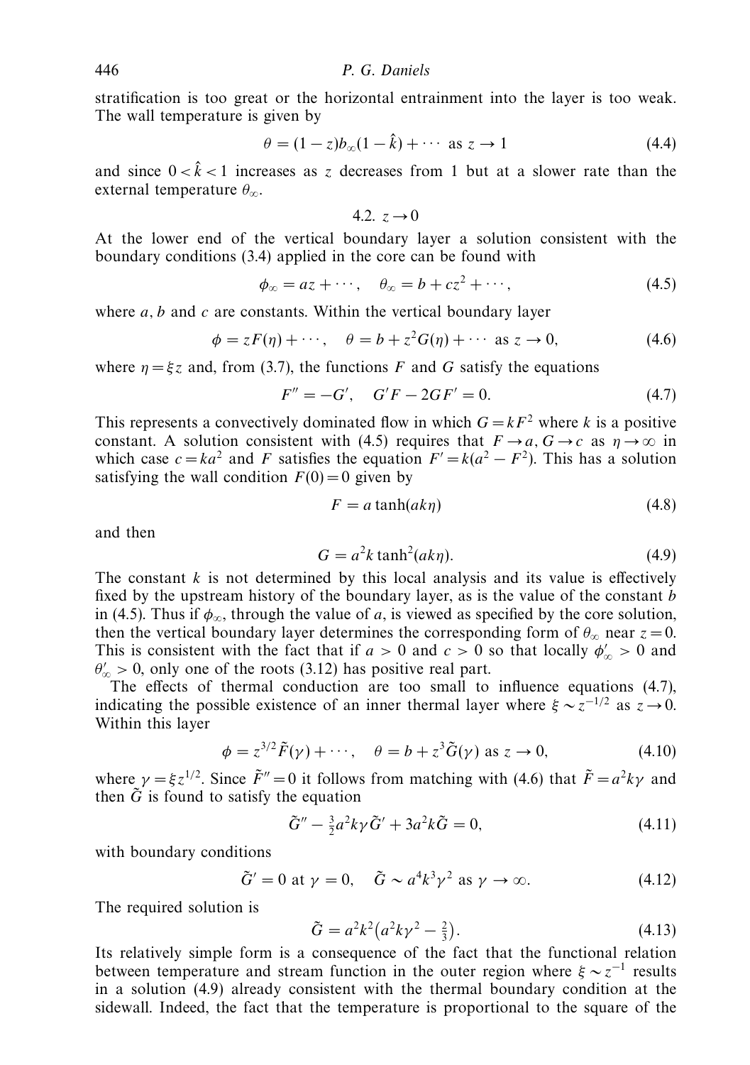stratification is too great or the horizontal entrainment into the layer is too weak. The wall temperature is given by

$$\theta = (1-z)b_\infty(1-\hat{k}) + \cdots \text{ as } z \to 1 \tag{4.4}$$

and since $0 < \hat{k} < 1$ increases as $z$ decreases from 1 but at a slower rate than the external temperature $\theta_\infty$.

### 4.2. $z \to 0$

At the lower end of the vertical boundary layer a solution consistent with the boundary conditions (3.4) applied in the core can be found with

$$\phi_\infty = az + \cdots, \quad \theta_\infty = b + cz^2 + \cdots, \tag{4.5}$$

where $a, b$ and $c$ are constants. Within the vertical boundary layer

$$\phi = zF(\eta) + \cdots, \quad \theta = b + z^2 G(\eta) + \cdots \text{ as } z \to 0, \tag{4.6}$$

where $\eta = \xi z$ and, from (3.7), the functions $F$ and $G$ satisfy the equations

$$F'' = -G', \quad G'F - 2GF' = 0. \tag{4.7}$$

This represents a convectively dominated flow in which $G = kF^2$ where $k$ is a positive constant. A solution consistent with (4.5) requires that $F \to a$, $G \to c$ as $\eta \to \infty$ in which case $c = ka^2$ and $F$ satisfies the equation $F' = k(a^2 - F^2)$. This has a solution satisfying the wall condition $F(0) = 0$ given by

$$F = a\tanh(ak\eta) \tag{4.8}$$

and then

$$G = a^2 k \tanh^2(ak\eta). \tag{4.9}$$

The constant $k$ is not determined by this local analysis and its value is effectively fixed by the upstream history of the boundary layer, as is the value of the constant $b$ in (4.5). Thus if $\phi_\infty$, through the value of $a$, is viewed as specified by the core solution, then the vertical boundary layer determines the corresponding form of $\theta_\infty$ near $z = 0$. This is consistent with the fact that if $a > 0$ and $c > 0$ so that locally $\phi'_\infty > 0$ and $\theta'_\infty > 0$, only one of the roots (3.12) has positive real part.

The effects of thermal conduction are too small to influence equations (4.7), indicating the possible existence of an inner thermal layer where $\xi \sim z^{-1/2}$ as $z \to 0$. Within this layer

$$\phi = z^{3/2}\tilde{F}(\gamma) + \cdots, \quad \theta = b + z^3 \tilde{G}(\gamma) \text{ as } z \to 0, \tag{4.10}$$

where $\gamma = \xi z^{1/2}$. Since $\tilde{F}'' = 0$ it follows from matching with (4.6) that $\tilde{F} = a^2 k\gamma$ and then $\tilde{G}$ is found to satisfy the equation

$$\tilde{G}'' - \tfrac{3}{2}a^2 k\gamma\tilde{G}' + 3a^2 k\tilde{G} = 0, \tag{4.11}$$

with boundary conditions

$$\tilde{G}' = 0 \text{ at } \gamma = 0, \quad \tilde{G} \sim a^4 k^3 \gamma^2 \text{ as } \gamma \to \infty. \tag{4.12}$$

The required solution is

$$\tilde{G} = a^2 k^2 \left(a^2 k\gamma^2 - \tfrac{2}{3}\right). \tag{4.13}$$

Its relatively simple form is a consequence of the fact that the functional relation between temperature and stream function in the outer region where $\xi \sim z^{-1}$ results in a solution (4.9) already consistent with the thermal boundary condition at the sidewall. Indeed, the fact that the temperature is proportional to the square of the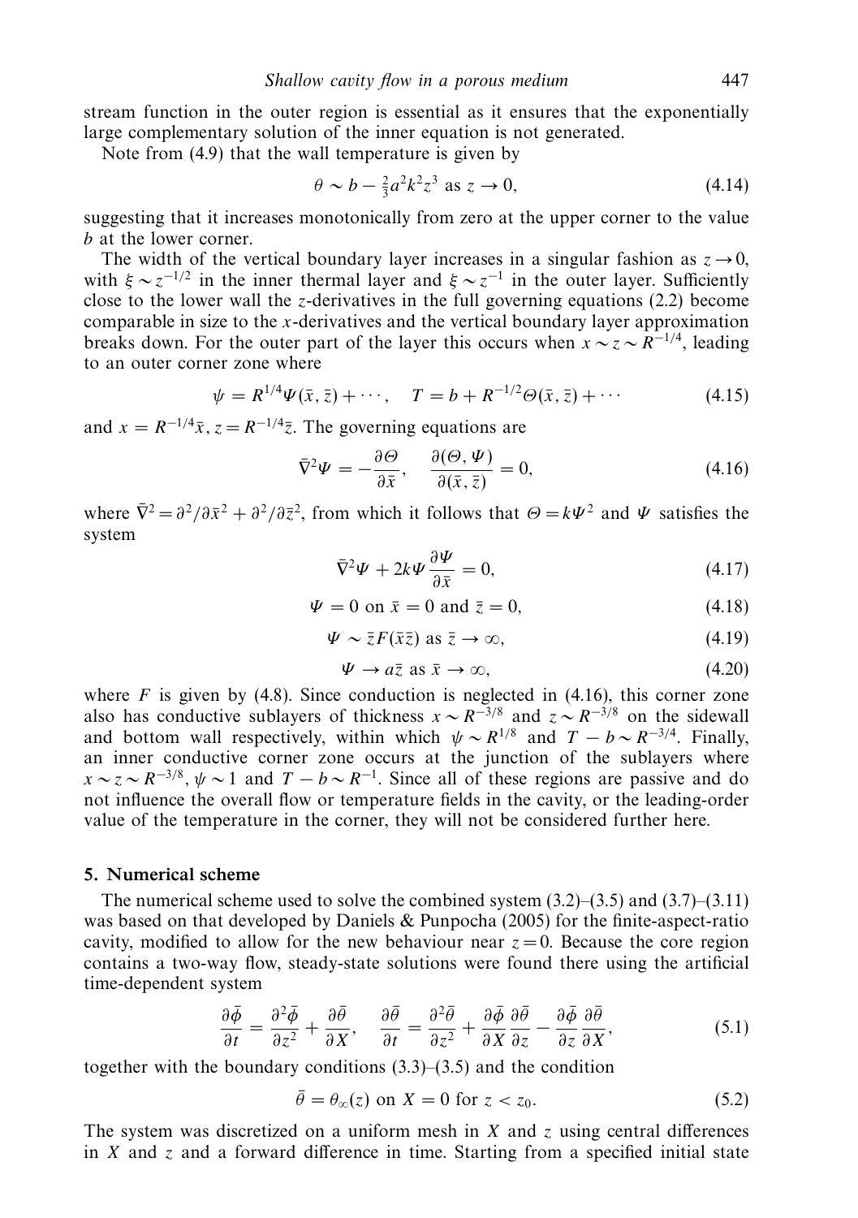stream function in the outer region is essential as it ensures that the exponentially large complementary solution of the inner equation is not generated.

Note from (4.9) that the wall temperature is given by

$$\theta \sim b - \tfrac{2}{3}a^2k^2z^3 \text{ as } z \to 0, \tag{4.14}$$

suggesting that it increases monotonically from zero at the upper corner to the value $b$ at the lower corner.

The width of the vertical boundary layer increases in a singular fashion as $z \to 0$, with $\xi \sim z^{-1/2}$ in the inner thermal layer and $\xi \sim z^{-1}$ in the outer layer. Sufficiently close to the lower wall the $z$-derivatives in the full governing equations (2.2) become comparable in size to the $x$-derivatives and the vertical boundary layer approximation breaks down. For the outer part of the layer this occurs when $x \sim z \sim R^{-1/4}$, leading to an outer corner zone where

$$\psi = R^{1/4}\Psi(\bar{x}, \bar{z}) + \cdots, \quad T = b + R^{-1/2}\Theta(\bar{x}, \bar{z}) + \cdots \tag{4.15}$$

and $x = R^{-1/4}\bar{x}$, $z = R^{-1/4}\bar{z}$. The governing equations are

$$\bar{\nabla}^2\Psi = -\frac{\partial \Theta}{\partial \bar{x}}, \quad \frac{\partial(\Theta, \Psi)}{\partial(\bar{x}, \bar{z})} = 0, \tag{4.16}$$

where $\bar{\nabla}^2 = \partial^2/\partial\bar{x}^2 + \partial^2/\partial\bar{z}^2$, from which it follows that $\Theta = k\Psi^2$ and $\Psi$ satisfies the system

$$\bar{\nabla}^2\Psi + 2k\Psi\frac{\partial \Psi}{\partial \bar{x}} = 0, \tag{4.17}$$

$$\Psi = 0 \text{ on } \bar{x} = 0 \text{ and } \bar{z} = 0, \tag{4.18}$$

$$\Psi \sim \bar{z}F(\bar{x}\bar{z}) \text{ as } \bar{z} \to \infty, \tag{4.19}$$

$$\Psi \to a\bar{z} \text{ as } \bar{x} \to \infty, \tag{4.20}$$

where $F$ is given by (4.8). Since conduction is neglected in (4.16), this corner zone also has conductive sublayers of thickness $x \sim R^{-3/8}$ and $z \sim R^{-3/8}$ on the sidewall and bottom wall respectively, within which $\psi \sim R^{1/8}$ and $T - b \sim R^{-3/4}$. Finally, an inner conductive corner zone occurs at the junction of the sublayers where $x \sim z \sim R^{-3/8}$, $\psi \sim 1$ and $T - b \sim R^{-1}$. Since all of these regions are passive and do not influence the overall flow or temperature fields in the cavity, or the leading-order value of the temperature in the corner, they will not be considered further here.

## 5. Numerical scheme

The numerical scheme used to solve the combined system (3.2)–(3.5) and (3.7)–(3.11) was based on that developed by Daniels & Punpocha (2005) for the finite-aspect-ratio cavity, modified to allow for the new behaviour near $z = 0$. Because the core region contains a two-way flow, steady-state solutions were found there using the artificial time-dependent system

$$\frac{\partial \bar{\phi}}{\partial t} = \frac{\partial^2 \bar{\phi}}{\partial z^2} + \frac{\partial \bar{\theta}}{\partial X}, \quad \frac{\partial \bar{\theta}}{\partial t} = \frac{\partial^2 \bar{\theta}}{\partial z^2} + \frac{\partial \bar{\phi}}{\partial X}\frac{\partial \bar{\theta}}{\partial z} - \frac{\partial \bar{\phi}}{\partial z}\frac{\partial \bar{\theta}}{\partial X}, \tag{5.1}$$

together with the boundary conditions (3.3)–(3.5) and the condition

$$\bar{\theta} = \theta_\infty(z) \text{ on } X = 0 \text{ for } z < z_0. \tag{5.2}$$

The system was discretized on a uniform mesh in $X$ and $z$ using central differences in $X$ and $z$ and a forward difference in time. Starting from a specified initial state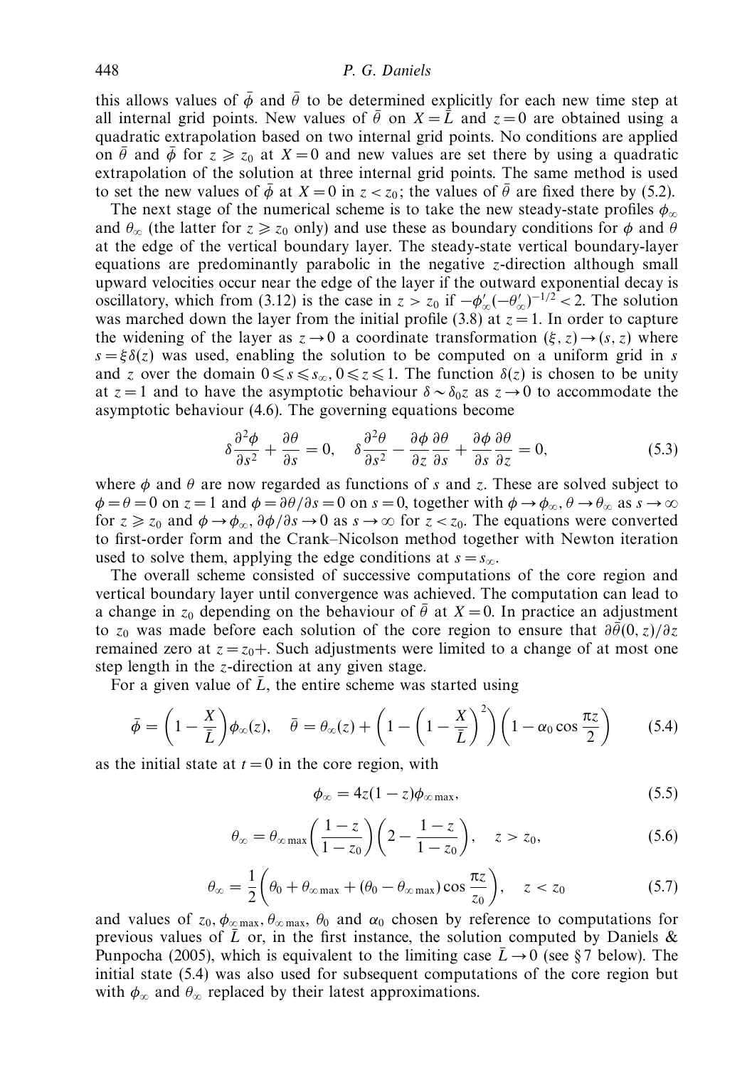this allows values of $\bar{\phi}$ and $\bar{\theta}$ to be determined explicitly for each new time step at all internal grid points. New values of $\bar{\theta}$ on $X=\bar{L}$ and $z=0$ are obtained using a quadratic extrapolation based on two internal grid points. No conditions are applied on $\bar{\theta}$ and $\bar{\phi}$ for $z \geqslant z_0$ at $X=0$ and new values are set there by using a quadratic extrapolation of the solution at three internal grid points. The same method is used to set the new values of $\bar{\phi}$ at $X=0$ in $z<z_0$; the values of $\bar{\theta}$ are fixed there by (5.2).

The next stage of the numerical scheme is to take the new steady-state profiles $\phi_\infty$ and $\theta_\infty$ (the latter for $z \geqslant z_0$ only) and use these as boundary conditions for $\phi$ and $\theta$ at the edge of the vertical boundary layer. The steady-state vertical boundary-layer equations are predominantly parabolic in the negative $z$-direction although small upward velocities occur near the edge of the layer if the outward exponential decay is oscillatory, which from (3.12) is the case in $z>z_0$ if $-\phi_\infty'(-\theta_\infty')^{-1/2}<2$. The solution was marched down the layer from the initial profile (3.8) at $z=1$. In order to capture the widening of the layer as $z \to 0$ a coordinate transformation $(\xi, z) \to (s, z)$ where $s=\xi\delta(z)$ was used, enabling the solution to be computed on a uniform grid in $s$ and $z$ over the domain $0 \leqslant s \leqslant s_\infty$, $0 \leqslant z \leqslant 1$. The function $\delta(z)$ is chosen to be unity at $z=1$ and to have the asymptotic behaviour $\delta \sim \delta_0 z$ as $z \to 0$ to accommodate the asymptotic behaviour (4.6). The governing equations become

$$\delta\frac{\partial^2\phi}{\partial s^2}+\frac{\partial\theta}{\partial s}=0, \quad \delta\frac{\partial^2\theta}{\partial s^2}-\frac{\partial\phi}{\partial z}\frac{\partial\theta}{\partial s}+\frac{\partial\phi}{\partial s}\frac{\partial\theta}{\partial z}=0, \tag{5.3}$$

where $\phi$ and $\theta$ are now regarded as functions of $s$ and $z$. These are solved subject to $\phi=\theta=0$ on $z=1$ and $\phi=\partial\theta/\partial s=0$ on $s=0$, together with $\phi \to \phi_\infty$, $\theta \to \theta_\infty$ as $s \to \infty$ for $z \geqslant z_0$ and $\phi \to \phi_\infty$, $\partial\phi/\partial s \to 0$ as $s \to \infty$ for $z<z_0$. The equations were converted to first-order form and the Crank–Nicolson method together with Newton iteration used to solve them, applying the edge conditions at $s=s_\infty$.

The overall scheme consisted of successive computations of the core region and vertical boundary layer until convergence was achieved. The computation can lead to a change in $z_0$ depending on the behaviour of $\bar{\theta}$ at $X=0$. In practice an adjustment to $z_0$ was made before each solution of the core region to ensure that $\partial\bar{\theta}(0,z)/\partial z$ remained zero at $z=z_0+$. Such adjustments were limited to a change of at most one step length in the $z$-direction at any given stage.

For a given value of $\bar{L}$, the entire scheme was started using

$$\bar{\phi}=\left(1-\frac{X}{\bar{L}}\right)\phi_\infty(z), \quad \bar{\theta}=\theta_\infty(z)+\left(1-\left(1-\frac{X}{\bar{L}}\right)^2\right)\left(1-\alpha_0\cos\frac{\pi z}{2}\right) \tag{5.4}$$

as the initial state at $t=0$ in the core region, with

$$\phi_\infty=4z(1-z)\phi_{\infty\max}, \tag{5.5}$$

$$\theta_\infty=\theta_{\infty\max}\left(\frac{1-z}{1-z_0}\right)\left(2-\frac{1-z}{1-z_0}\right), \quad z>z_0, \tag{5.6}$$

$$\theta_\infty=\frac{1}{2}\left(\theta_0+\theta_{\infty\max}+(\theta_0-\theta_{\infty\max})\cos\frac{\pi z}{z_0}\right), \quad z<z_0 \tag{5.7}$$

and values of $z_0$, $\phi_{\infty\max}$, $\theta_{\infty\max}$, $\theta_0$ and $\alpha_0$ chosen by reference to computations for previous values of $\bar{L}$ or, in the first instance, the solution computed by Daniels & Punpocha (2005), which is equivalent to the limiting case $\bar{L} \to 0$ (see §7 below). The initial state (5.4) was also used for subsequent computations of the core region but with $\phi_\infty$ and $\theta_\infty$ replaced by their latest approximations.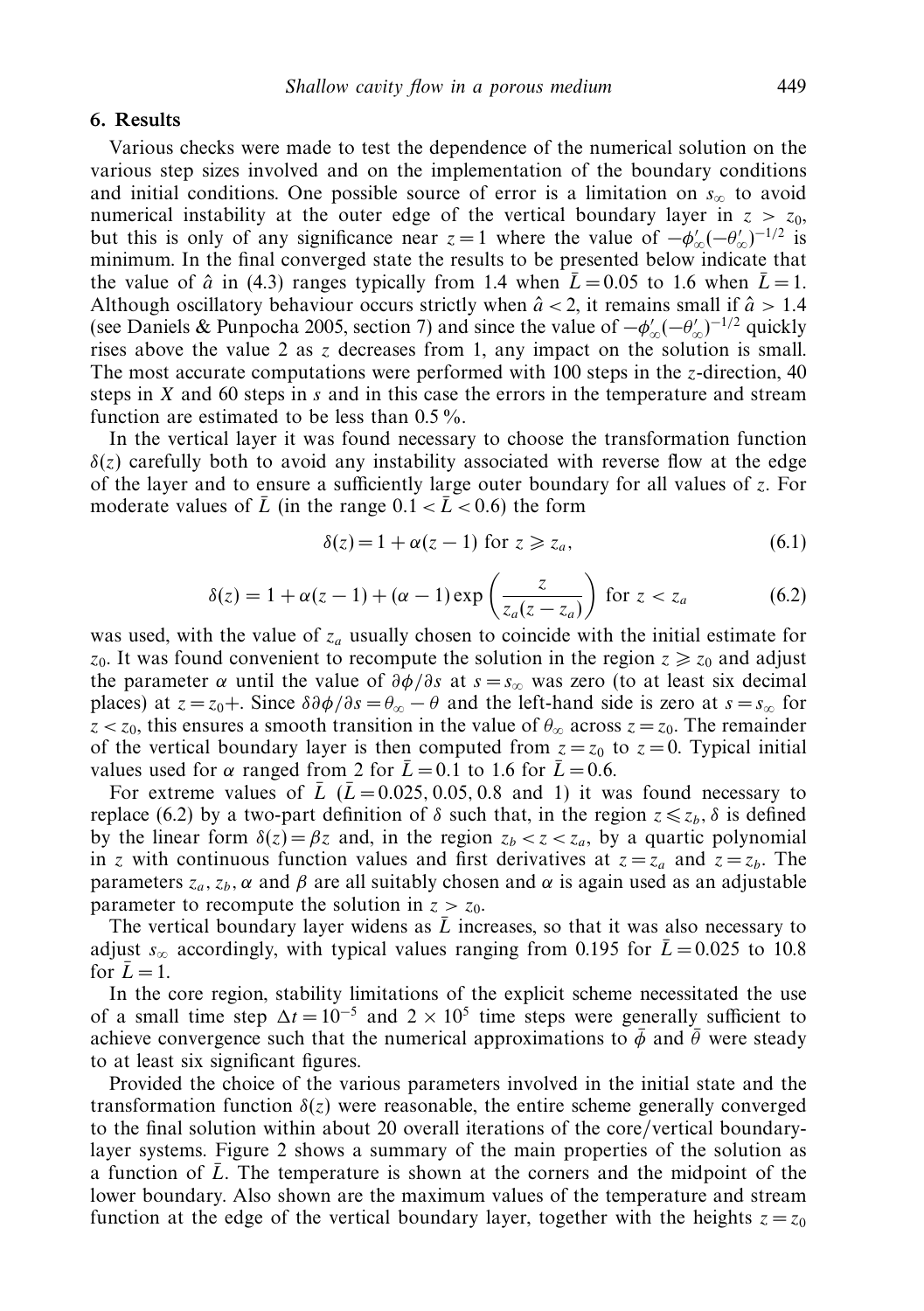## 6. Results

Various checks were made to test the dependence of the numerical solution on the various step sizes involved and on the implementation of the boundary conditions and initial conditions. One possible source of error is a limitation on $s_\infty$ to avoid numerical instability at the outer edge of the vertical boundary layer in $z > z_0$, but this is only of any significance near $z = 1$ where the value of $-\phi'_\infty(-\theta'_\infty)^{-1/2}$ is minimum. In the final converged state the results to be presented below indicate that the value of $\hat{a}$ in (4.3) ranges typically from 1.4 when $\bar{L} = 0.05$ to 1.6 when $\bar{L} = 1$. Although oscillatory behaviour occurs strictly when $\hat{a} < 2$, it remains small if $\hat{a} > 1.4$ (see Daniels & Punpocha 2005, section 7) and since the value of $-\phi'_\infty(-\theta'_\infty)^{-1/2}$ quickly rises above the value 2 as $z$ decreases from 1, any impact on the solution is small. The most accurate computations were performed with 100 steps in the $z$-direction, 40 steps in $X$ and 60 steps in $s$ and in this case the errors in the temperature and stream function are estimated to be less than 0.5 %.

In the vertical layer it was found necessary to choose the transformation function $\delta(z)$ carefully both to avoid any instability associated with reverse flow at the edge of the layer and to ensure a sufficiently large outer boundary for all values of $z$. For moderate values of $\bar{L}$ (in the range $0.1 < \bar{L} < 0.6$) the form

$$\delta(z) = 1 + \alpha(z-1) \text{ for } z \geqslant z_a, \tag{6.1}$$

$$\delta(z) = 1 + \alpha(z-1) + (\alpha - 1)\exp\left(\frac{z}{z_a(z - z_a)}\right) \text{ for } z < z_a \tag{6.2}$$

was used, with the value of $z_a$ usually chosen to coincide with the initial estimate for $z_0$. It was found convenient to recompute the solution in the region $z \geqslant z_0$ and adjust the parameter $\alpha$ until the value of $\partial\phi/\partial s$ at $s = s_\infty$ was zero (to at least six decimal places) at $z = z_0+$. Since $\delta\partial\phi/\partial s = \theta_\infty - \theta$ and the left-hand side is zero at $s = s_\infty$ for $z < z_0$, this ensures a smooth transition in the value of $\theta_\infty$ across $z = z_0$. The remainder of the vertical boundary layer is then computed from $z = z_0$ to $z = 0$. Typical initial values used for $\alpha$ ranged from 2 for $\bar{L} = 0.1$ to 1.6 for $\bar{L} = 0.6$.

For extreme values of $\bar{L}$ ($\bar{L} = 0.025, 0.05, 0.8$ and 1) it was found necessary to replace (6.2) by a two-part definition of $\delta$ such that, in the region $z \leqslant z_b$, $\delta$ is defined by the linear form $\delta(z) = \beta z$ and, in the region $z_b < z < z_a$, by a quartic polynomial in $z$ with continuous function values and first derivatives at $z = z_a$ and $z = z_b$. The parameters $z_a$, $z_b$, $\alpha$ and $\beta$ are all suitably chosen and $\alpha$ is again used as an adjustable parameter to recompute the solution in $z > z_0$.

The vertical boundary layer widens as $\bar{L}$ increases, so that it was also necessary to adjust $s_\infty$ accordingly, with typical values ranging from 0.195 for $\bar{L} = 0.025$ to 10.8 for $\bar{L} = 1$.

In the core region, stability limitations of the explicit scheme necessitated the use of a small time step $\Delta t = 10^{-5}$ and $2 \times 10^5$ time steps were generally sufficient to achieve convergence such that the numerical approximations to $\bar{\phi}$ and $\bar{\theta}$ were steady to at least six significant figures.

Provided the choice of the various parameters involved in the initial state and the transformation function $\delta(z)$ were reasonable, the entire scheme generally converged to the final solution within about 20 overall iterations of the core/vertical boundary-layer systems. Figure 2 shows a summary of the main properties of the solution as a function of $\bar{L}$. The temperature is shown at the corners and the midpoint of the lower boundary. Also shown are the maximum values of the temperature and stream function at the edge of the vertical boundary layer, together with the heights $z = z_0$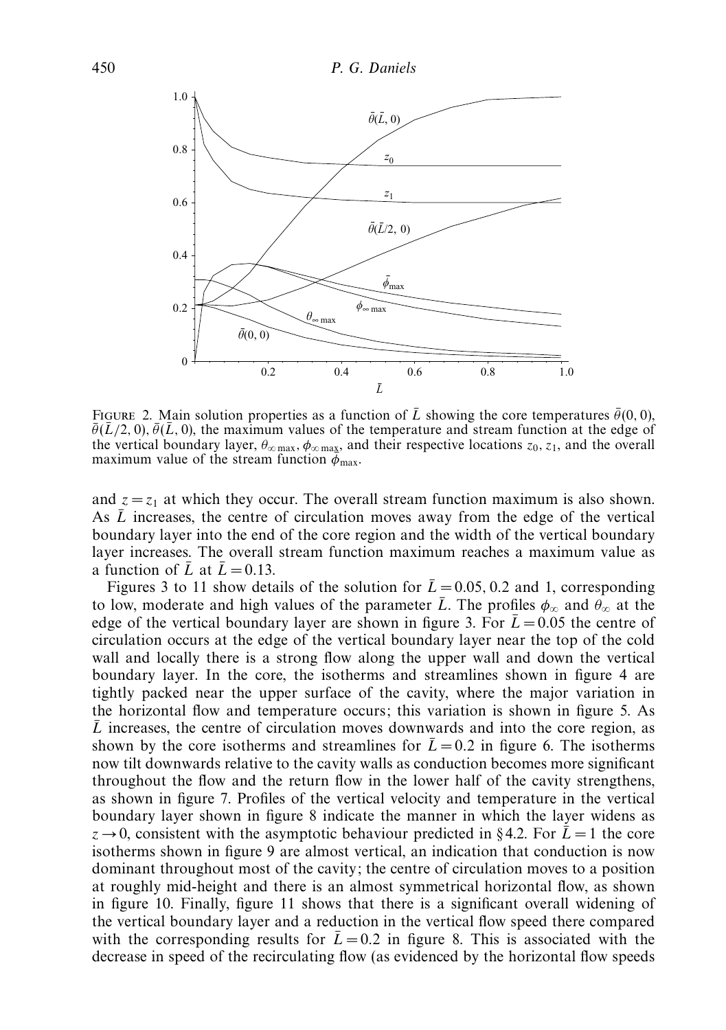FIGURE 2. Main solution properties as a function of $\bar{L}$ showing the core temperatures $\bar{\theta}(0,0)$, $\bar{\theta}(\bar{L}/2,0)$, $\bar{\theta}(\bar{L},0)$, the maximum values of the temperature and stream function at the edge of the vertical boundary layer, $\theta_{\infty\,\max}$, $\phi_{\infty\,\max}$, and their respective locations $z_0$, $z_1$, and the overall maximum value of the stream function $\bar{\phi}_{\max}$.

and $z = z_1$ at which they occur. The overall stream function maximum is also shown. As $\bar{L}$ increases, the centre of circulation moves away from the edge of the vertical boundary layer into the end of the core region and the width of the vertical boundary layer increases. The overall stream function maximum reaches a maximum value as a function of $\bar{L}$ at $\bar{L} = 0.13$.

Figures 3 to 11 show details of the solution for $\bar{L} = 0.05$, 0.2 and 1, corresponding to low, moderate and high values of the parameter $\bar{L}$. The profiles $\phi_\infty$ and $\theta_\infty$ at the edge of the vertical boundary layer are shown in figure 3. For $\bar{L} = 0.05$ the centre of circulation occurs at the edge of the vertical boundary layer near the top of the cold wall and locally there is a strong flow along the upper wall and down the vertical boundary layer. In the core, the isotherms and streamlines shown in figure 4 are tightly packed near the upper surface of the cavity, where the major variation in the horizontal flow and temperature occurs; this variation is shown in figure 5. As $\bar{L}$ increases, the centre of circulation moves downwards and into the core region, as shown by the core isotherms and streamlines for $\bar{L} = 0.2$ in figure 6. The isotherms now tilt downwards relative to the cavity walls as conduction becomes more significant throughout the flow and the return flow in the lower half of the cavity strengthens, as shown in figure 7. Profiles of the vertical velocity and temperature in the vertical boundary layer shown in figure 8 indicate the manner in which the layer widens as $z \to 0$, consistent with the asymptotic behaviour predicted in §4.2. For $\bar{L} = 1$ the core isotherms shown in figure 9 are almost vertical, an indication that conduction is now dominant throughout most of the cavity; the centre of circulation moves to a position at roughly mid-height and there is an almost symmetrical horizontal flow, as shown in figure 10. Finally, figure 11 shows that there is a significant overall widening of the vertical boundary layer and a reduction in the vertical flow speed there compared with the corresponding results for $\bar{L} = 0.2$ in figure 8. This is associated with the decrease in speed of the recirculating flow (as evidenced by the horizontal flow speeds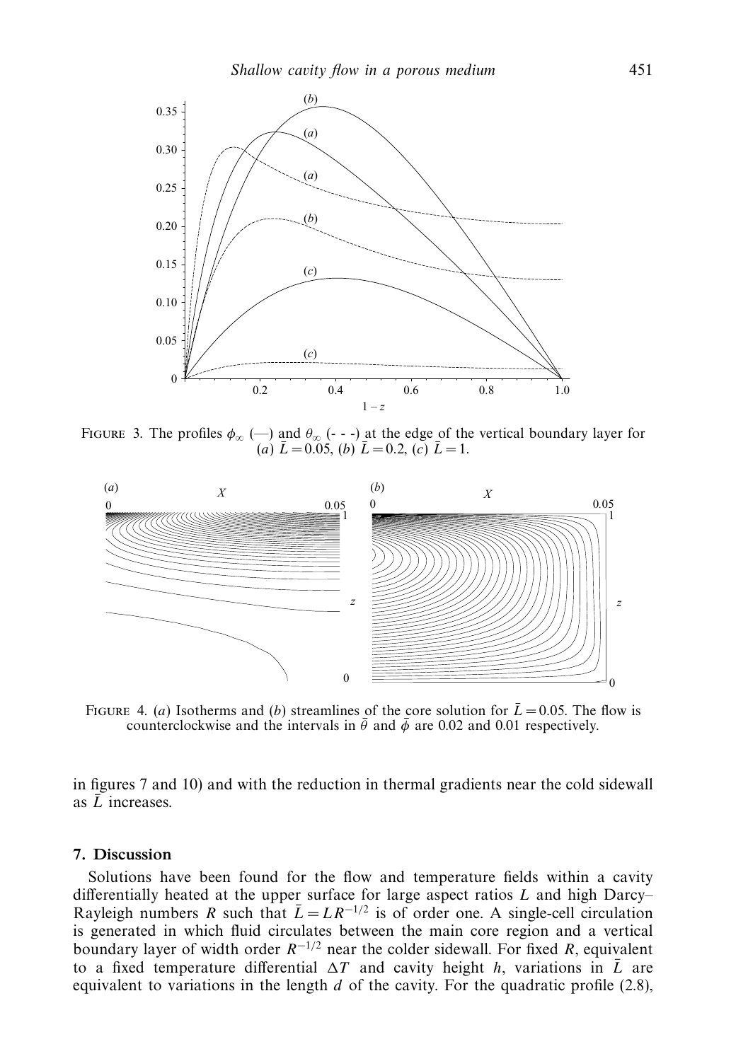FIGURE 3. The profiles $\phi_\infty$ (—) and $\theta_\infty$ (- - -) at the edge of the vertical boundary layer for (*a*) $\bar{L} = 0.05$, (*b*) $\bar{L} = 0.2$, (*c*) $\bar{L} = 1$.

FIGURE 4. (*a*) Isotherms and (*b*) streamlines of the core solution for $\bar{L} = 0.05$. The flow is counterclockwise and the intervals in $\bar{\theta}$ and $\bar{\phi}$ are 0.02 and 0.01 respectively.

in figures 7 and 10) and with the reduction in thermal gradients near the cold sidewall as $\bar{L}$ increases.

## 7. Discussion

Solutions have been found for the flow and temperature fields within a cavity differentially heated at the upper surface for large aspect ratios $L$ and high Darcy–Rayleigh numbers $R$ such that $\bar{L} = LR^{-1/2}$ is of order one. A single-cell circulation is generated in which fluid circulates between the main core region and a vertical boundary layer of width order $R^{-1/2}$ near the colder sidewall. For fixed $R$, equivalent to a fixed temperature differential $\Delta T$ and cavity height $h$, variations in $\bar{L}$ are equivalent to variations in the length $d$ of the cavity. For the quadratic profile (2.8),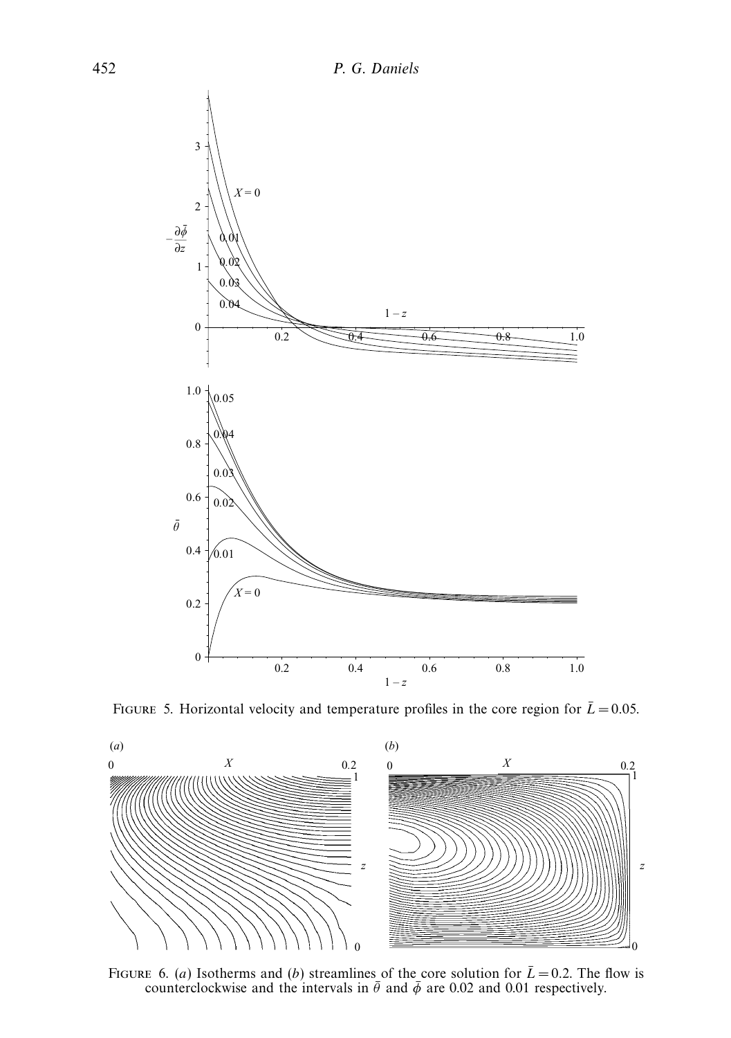FIGURE 5. Horizontal velocity and temperature profiles in the core region for $\bar{L} = 0.05$.

FIGURE 6. (*a*) Isotherms and (*b*) streamlines of the core solution for $\bar{L} = 0.2$. The flow is counterclockwise and the intervals in $\bar{\theta}$ and $\bar{\phi}$ are 0.02 and 0.01 respectively.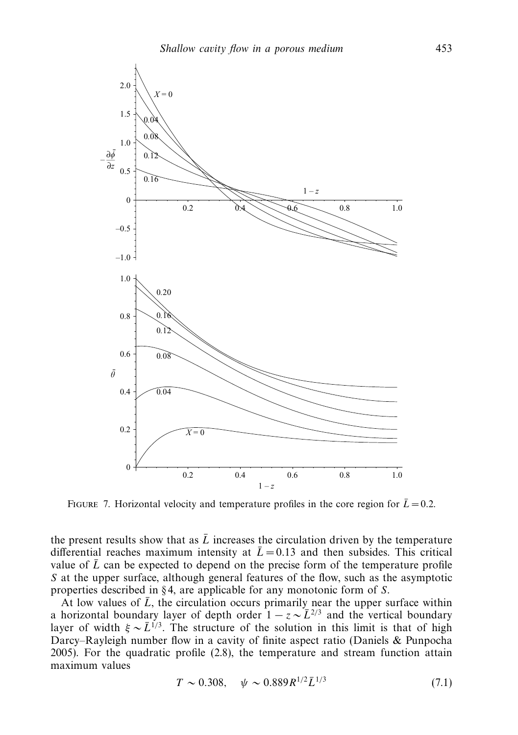FIGURE 7. Horizontal velocity and temperature profiles in the core region for $\bar{L} = 0.2$.

the present results show that as $\bar{L}$ increases the circulation driven by the temperature differential reaches maximum intensity at $\bar{L} = 0.13$ and then subsides. This critical value of $\bar{L}$ can be expected to depend on the precise form of the temperature profile $S$ at the upper surface, although general features of the flow, such as the asymptotic properties described in §4, are applicable for any monotonic form of $S$.

At low values of $\bar{L}$, the circulation occurs primarily near the upper surface within a horizontal boundary layer of depth order $1 - z \sim \bar{L}^{2/3}$ and the vertical boundary layer of width $\xi \sim \bar{L}^{1/3}$. The structure of the solution in this limit is that of high Darcy–Rayleigh number flow in a cavity of finite aspect ratio (Daniels & Punpocha 2005). For the quadratic profile (2.8), the temperature and stream function attain maximum values

$$T \sim 0.308, \quad \psi \sim 0.889 R^{1/2} \bar{L}^{1/3} \tag{7.1}$$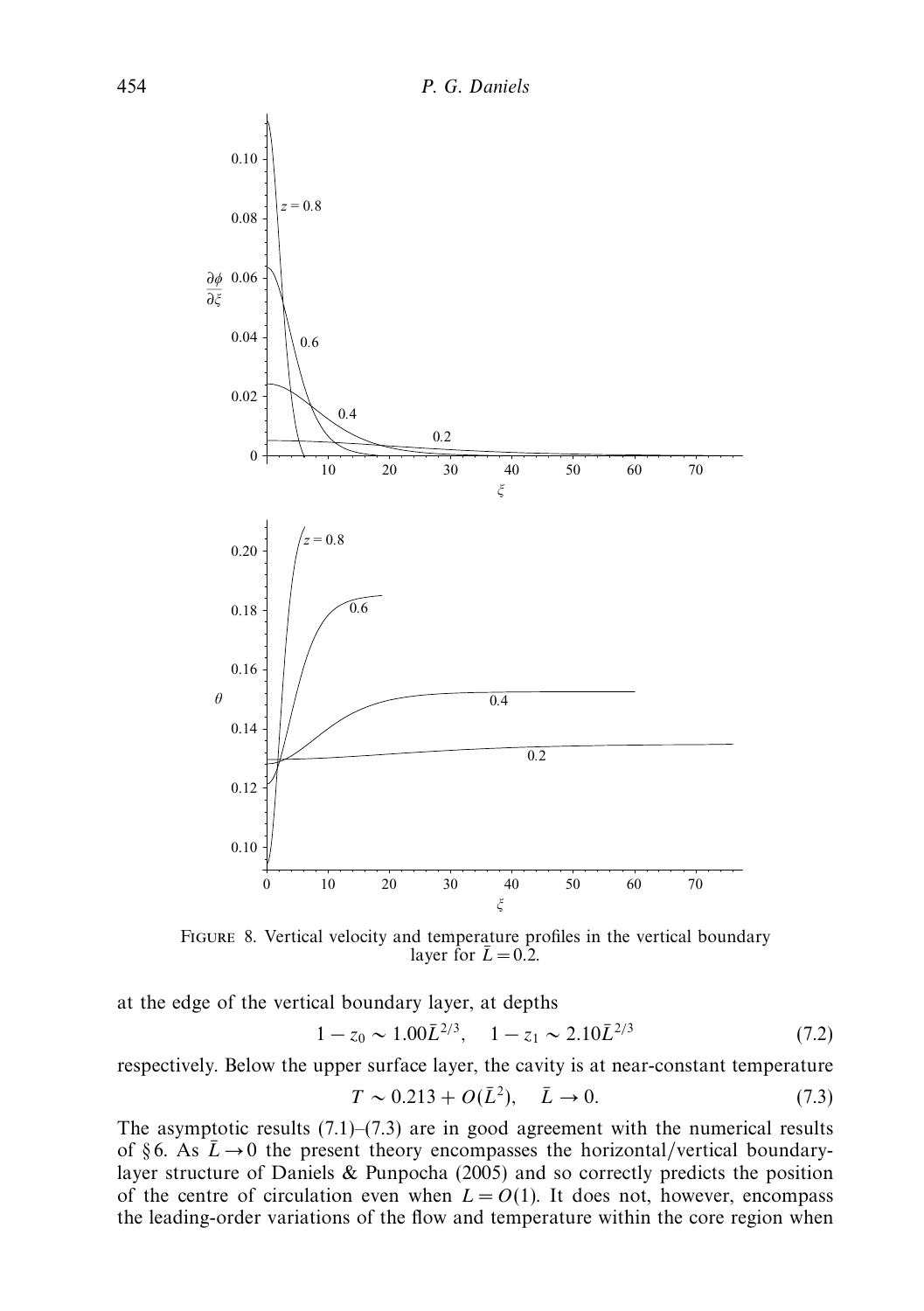FIGURE 8. Vertical velocity and temperature profiles in the vertical boundary layer for $\bar{L} = 0.2$.

at the edge of the vertical boundary layer, at depths

$$1 - z_0 \sim 1.00\bar{L}^{2/3}, \quad 1 - z_1 \sim 2.10\bar{L}^{2/3} \tag{7.2}$$

respectively. Below the upper surface layer, the cavity is at near-constant temperature

$$T \sim 0.213 + O(\bar{L}^2), \quad \bar{L} \to 0. \tag{7.3}$$

The asymptotic results (7.1)–(7.3) are in good agreement with the numerical results of §6. As $\bar{L} \to 0$ the present theory encompasses the horizontal/vertical boundary-layer structure of Daniels & Punpocha (2005) and so correctly predicts the position of the centre of circulation even when $L = O(1)$. It does not, however, encompass the leading-order variations of the flow and temperature within the core region when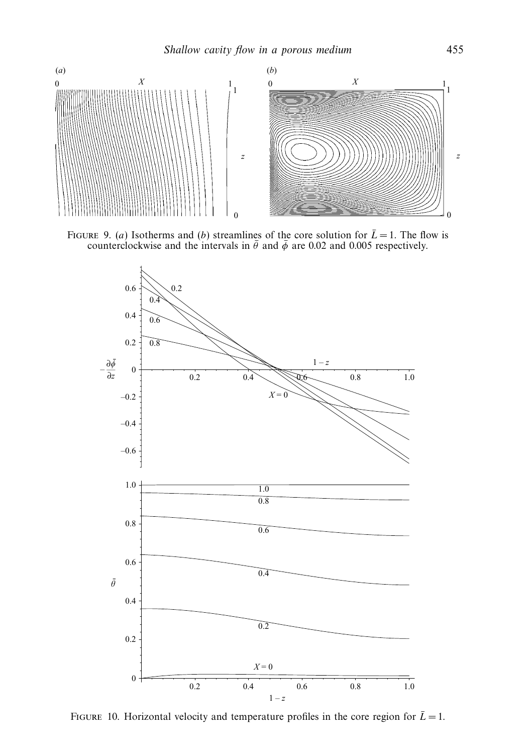FIGURE 9. (*a*) Isotherms and (*b*) streamlines of the core solution for $\bar{L} = 1$. The flow is counterclockwise and the intervals in $\bar{\theta}$ and $\bar{\phi}$ are 0.02 and 0.005 respectively.

FIGURE 10. Horizontal velocity and temperature profiles in the core region for $\bar{L} = 1$.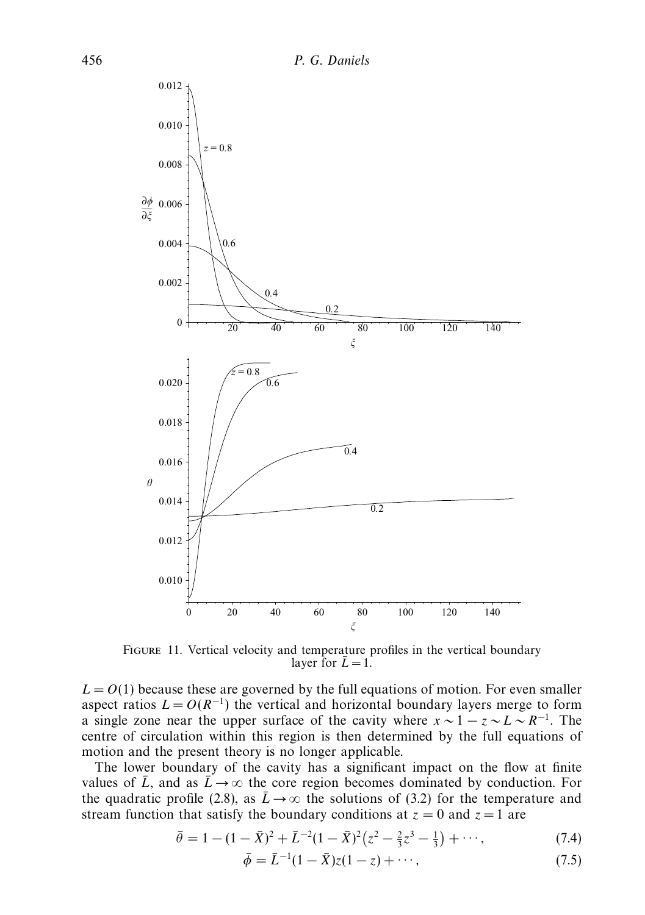FIGURE 11. Vertical velocity and temperature profiles in the vertical boundary layer for $\bar{L} = 1$.

$L = O(1)$ because these are governed by the full equations of motion. For even smaller aspect ratios $L = O(R^{-1})$ the vertical and horizontal boundary layers merge to form a single zone near the upper surface of the cavity where $x \sim 1 - z \sim L \sim R^{-1}$. The centre of circulation within this region is then determined by the full equations of motion and the present theory is no longer applicable.

The lower boundary of the cavity has a significant impact on the flow at finite values of $\bar{L}$, and as $\bar{L} \to \infty$ the core region becomes dominated by conduction. For the quadratic profile (2.8), as $\bar{L} \to \infty$ the solutions of (3.2) for the temperature and stream function that satisfy the boundary conditions at $z = 0$ and $z = 1$ are

$$\bar{\theta} = 1 - (1 - \bar{X})^2 + \bar{L}^{-2}(1 - \bar{X})^2\left(z^2 - \tfrac{2}{3}z^3 - \tfrac{1}{3}\right) + \cdots, \tag{7.4}$$

$$\bar{\phi} = \bar{L}^{-1}(1 - \bar{X})z(1 - z) + \cdots, \tag{7.5}$$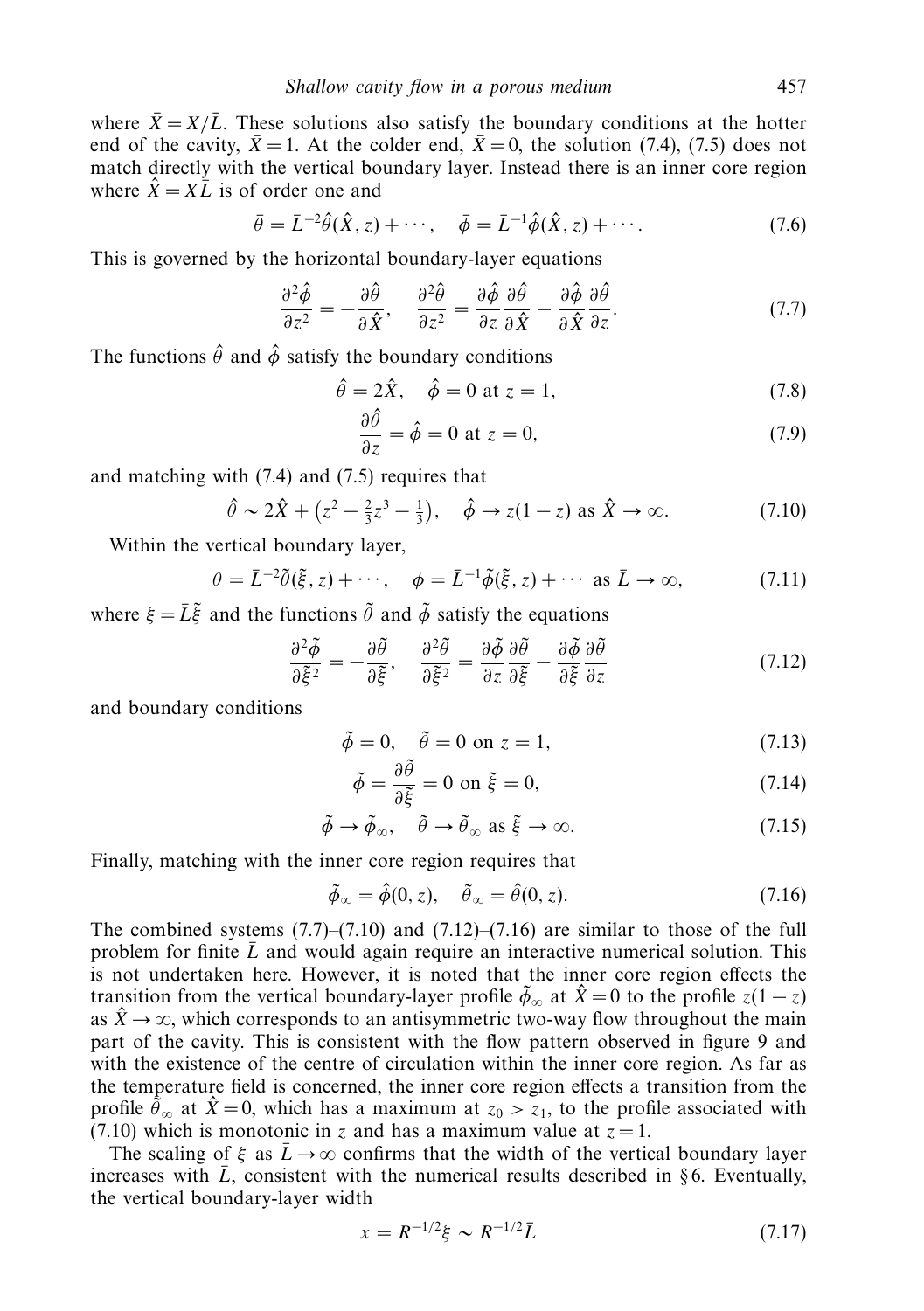where $\bar{X} = X/\bar{L}$. These solutions also satisfy the boundary conditions at the hotter end of the cavity, $\bar{X} = 1$. At the colder end, $\bar{X} = 0$, the solution (7.4), (7.5) does not match directly with the vertical boundary layer. Instead there is an inner core region where $\hat{X} = X\bar{L}$ is of order one and

$$\bar{\theta} = \bar{L}^{-2}\hat{\theta}(\hat{X}, z) + \cdots, \quad \bar{\phi} = \bar{L}^{-1}\hat{\phi}(\hat{X}, z) + \cdots. \tag{7.6}$$

This is governed by the horizontal boundary-layer equations

$$\frac{\partial^2 \hat{\phi}}{\partial z^2} = -\frac{\partial \hat{\theta}}{\partial \hat{X}}, \quad \frac{\partial^2 \hat{\theta}}{\partial z^2} = \frac{\partial \hat{\phi}}{\partial z}\frac{\partial \hat{\theta}}{\partial \hat{X}} - \frac{\partial \hat{\phi}}{\partial \hat{X}}\frac{\partial \hat{\theta}}{\partial z}. \tag{7.7}$$

The functions $\hat{\theta}$ and $\hat{\phi}$ satisfy the boundary conditions

$$\hat{\theta} = 2\hat{X}, \quad \hat{\phi} = 0 \text{ at } z = 1, \tag{7.8}$$

$$\frac{\partial \hat{\theta}}{\partial z} = \hat{\phi} = 0 \text{ at } z = 0, \tag{7.9}$$

and matching with (7.4) and (7.5) requires that

$$\hat{\theta} \sim 2\hat{X} + \left(z^2 - \tfrac{2}{3}z^3 - \tfrac{1}{3}\right), \quad \hat{\phi} \to z(1-z) \text{ as } \hat{X} \to \infty. \tag{7.10}$$

Within the vertical boundary layer,

$$\theta = \bar{L}^{-2}\tilde{\theta}(\tilde{\xi}, z) + \cdots, \quad \phi = \bar{L}^{-1}\tilde{\phi}(\tilde{\xi}, z) + \cdots \text{ as } \bar{L} \to \infty, \tag{7.11}$$

where $\xi = \bar{L}\tilde{\xi}$ and the functions $\tilde{\theta}$ and $\tilde{\phi}$ satisfy the equations

$$\frac{\partial^2 \tilde{\phi}}{\partial \tilde{\xi}^2} = -\frac{\partial \tilde{\theta}}{\partial \tilde{\xi}}, \quad \frac{\partial^2 \tilde{\theta}}{\partial \tilde{\xi}^2} = \frac{\partial \tilde{\phi}}{\partial z}\frac{\partial \tilde{\theta}}{\partial \tilde{\xi}} - \frac{\partial \tilde{\phi}}{\partial \tilde{\xi}}\frac{\partial \tilde{\theta}}{\partial z} \tag{7.12}$$

and boundary conditions

$$\tilde{\phi} = 0, \quad \tilde{\theta} = 0 \text{ on } z = 1, \tag{7.13}$$

$$\tilde{\phi} = \frac{\partial \tilde{\theta}}{\partial \tilde{\xi}} = 0 \text{ on } \tilde{\xi} = 0, \tag{7.14}$$

$$\tilde{\phi} \to \tilde{\phi}_\infty, \quad \tilde{\theta} \to \tilde{\theta}_\infty \text{ as } \tilde{\xi} \to \infty. \tag{7.15}$$

Finally, matching with the inner core region requires that

$$\tilde{\phi}_\infty = \hat{\phi}(0, z), \quad \tilde{\theta}_\infty = \hat{\theta}(0, z). \tag{7.16}$$

The combined systems (7.7)–(7.10) and (7.12)–(7.16) are similar to those of the full problem for finite $\bar{L}$ and would again require an interactive numerical solution. This is not undertaken here. However, it is noted that the inner core region effects the transition from the vertical boundary-layer profile $\tilde{\phi}_\infty$ at $\hat{X} = 0$ to the profile $z(1-z)$ as $\hat{X} \to \infty$, which corresponds to an antisymmetric two-way flow throughout the main part of the cavity. This is consistent with the flow pattern observed in figure 9 and with the existence of the centre of circulation within the inner core region. As far as the temperature field is concerned, the inner core region effects a transition from the profile $\tilde{\theta}_\infty$ at $\hat{X} = 0$, which has a maximum at $z_0 > z_1$, to the profile associated with (7.10) which is monotonic in $z$ and has a maximum value at $z = 1$.

The scaling of $\xi$ as $\bar{L} \to \infty$ confirms that the width of the vertical boundary layer increases with $\bar{L}$, consistent with the numerical results described in § 6. Eventually, the vertical boundary-layer width

$$x = R^{-1/2}\xi \sim R^{-1/2}\bar{L} \tag{7.17}$$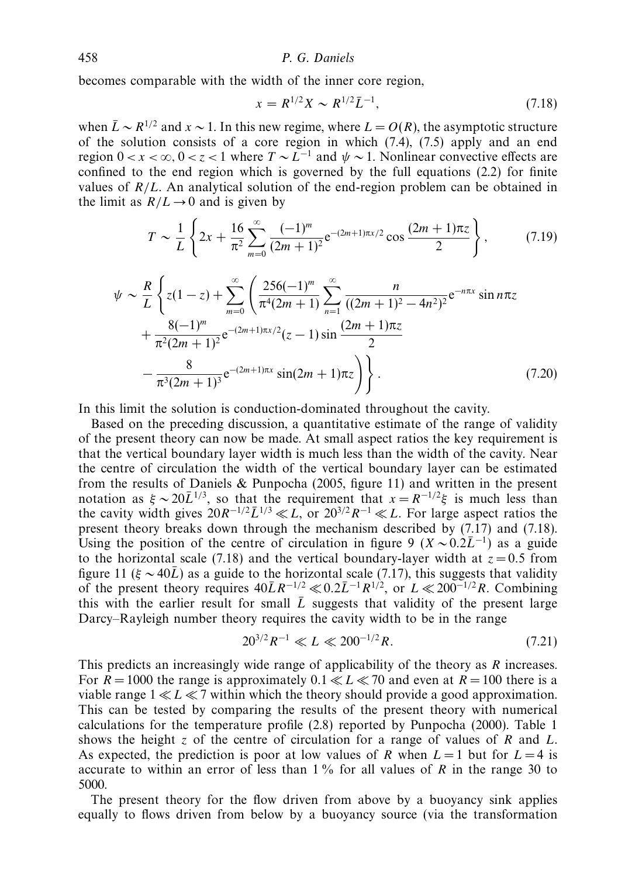becomes comparable with the width of the inner core region,

$$x = R^{1/2}X \sim R^{1/2}\bar{L}^{-1}, \tag{7.18}$$

when $\bar{L} \sim R^{1/2}$ and $x \sim 1$. In this new regime, where $L = O(R)$, the asymptotic structure of the solution consists of a core region in which (7.4), (7.5) apply and an end region $0 < x < \infty$, $0 < z < 1$ where $T \sim L^{-1}$ and $\psi \sim 1$. Nonlinear convective effects are confined to the end region which is governed by the full equations (2.2) for finite values of $R/L$. An analytical solution of the end-region problem can be obtained in the limit as $R/L \to 0$ and is given by

$$T \sim \frac{1}{L}\left\{2x + \frac{16}{\pi^2}\sum_{m=0}^{\infty}\frac{(-1)^m}{(2m+1)^2}\mathrm{e}^{-(2m+1)\pi x/2}\cos\frac{(2m+1)\pi z}{2}\right\}, \tag{7.19}$$

$$\begin{aligned}\psi \sim \frac{R}{L}\Bigg\{z(1-z) + \sum_{m=0}^{\infty}\Bigg(&\frac{256(-1)^m}{\pi^4(2m+1)}\sum_{n=1}^{\infty}\frac{n}{((2m+1)^2-4n^2)^2}\mathrm{e}^{-n\pi x}\sin n\pi z \\ &+ \frac{8(-1)^m}{\pi^2(2m+1)^2}\mathrm{e}^{-(2m+1)\pi x/2}(z-1)\sin\frac{(2m+1)\pi z}{2} \\ &- \frac{8}{\pi^3(2m+1)^3}\mathrm{e}^{-(2m+1)\pi x}\sin(2m+1)\pi z\Bigg)\Bigg\}. \end{aligned}\tag{7.20}$$

In this limit the solution is conduction-dominated throughout the cavity.

Based on the preceding discussion, a quantitative estimate of the range of validity of the present theory can now be made. At small aspect ratios the key requirement is that the vertical boundary layer width is much less than the width of the cavity. Near the centre of circulation the width of the vertical boundary layer can be estimated from the results of Daniels & Punpocha (2005, figure 11) and written in the present notation as $\xi \sim 20\bar{L}^{1/3}$, so that the requirement that $x = R^{-1/2}\xi$ is much less than the cavity width gives $20R^{-1/2}\bar{L}^{1/3} \ll L$, or $20^{3/2}R^{-1} \ll L$. For large aspect ratios the present theory breaks down through the mechanism described by (7.17) and (7.18). Using the position of the centre of circulation in figure 9 ($X \sim 0.2\bar{L}^{-1}$) as a guide to the horizontal scale (7.18) and the vertical boundary-layer width at $z = 0.5$ from figure 11 ($\xi \sim 40\bar{L}$) as a guide to the horizontal scale (7.17), this suggests that validity of the present theory requires $40\bar{L}R^{-1/2} \ll 0.2\bar{L}^{-1}R^{1/2}$, or $L \ll 200^{-1/2}R$. Combining this with the earlier result for small $\bar{L}$ suggests that validity of the present large Darcy–Rayleigh number theory requires the cavity width to be in the range

$$20^{3/2}R^{-1} \ll L \ll 200^{-1/2}R. \tag{7.21}$$

This predicts an increasingly wide range of applicability of the theory as $R$ increases. For $R = 1000$ the range is approximately $0.1 \ll L \ll 70$ and even at $R = 100$ there is a viable range $1 \ll L \ll 7$ within which the theory should provide a good approximation. This can be tested by comparing the results of the present theory with numerical calculations for the temperature profile (2.8) reported by Punpocha (2000). Table 1 shows the height $z$ of the centre of circulation for a range of values of $R$ and $L$. As expected, the prediction is poor at low values of $R$ when $L = 1$ but for $L = 4$ is accurate to within an error of less than 1 % for all values of $R$ in the range 30 to 5000.

The present theory for the flow driven from above by a buoyancy sink applies equally to flows driven from below by a buoyancy source (via the transformation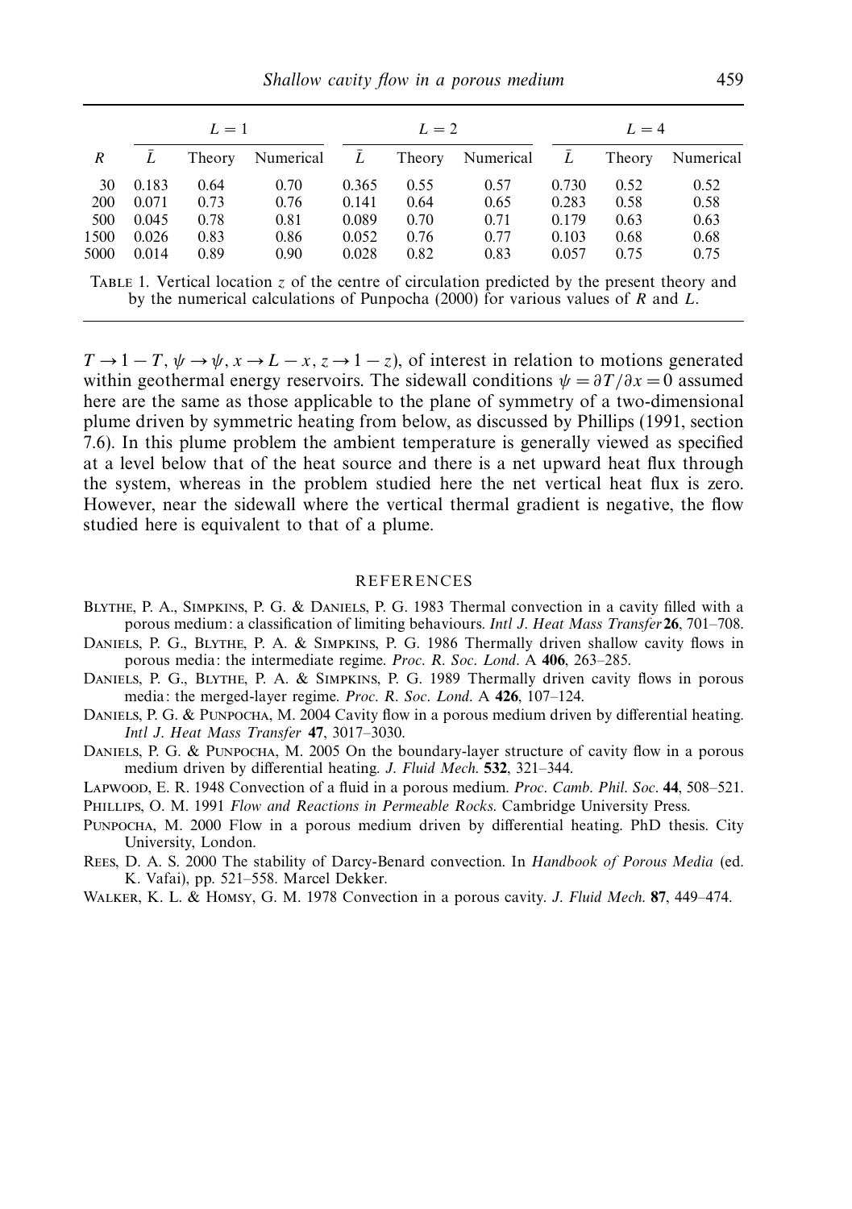| | $L = 1$ | | | $L = 2$ | | | $L = 4$ | | |
|---|---|---|---|---|---|---|---|---|---|
| $R$ | $\bar{L}$ | Theory | Numerical | $\bar{L}$ | Theory | Numerical | $\bar{L}$ | Theory | Numerical |
| 30 | 0.183 | 0.64 | 0.70 | 0.365 | 0.55 | 0.57 | 0.730 | 0.52 | 0.52 |
| 200 | 0.071 | 0.73 | 0.76 | 0.141 | 0.64 | 0.65 | 0.283 | 0.58 | 0.58 |
| 500 | 0.045 | 0.78 | 0.81 | 0.089 | 0.70 | 0.71 | 0.179 | 0.63 | 0.63 |
| 1500 | 0.026 | 0.83 | 0.86 | 0.052 | 0.76 | 0.77 | 0.103 | 0.68 | 0.68 |
| 5000 | 0.014 | 0.89 | 0.90 | 0.028 | 0.82 | 0.83 | 0.057 | 0.75 | 0.75 |

TABLE 1. Vertical location $z$ of the centre of circulation predicted by the present theory and by the numerical calculations of Punpocha (2000) for various values of $R$ and $L$.

$T \rightarrow 1 - T$, $\psi \rightarrow \psi$, $x \rightarrow L - x$, $z \rightarrow 1 - z$), of interest in relation to motions generated within geothermal energy reservoirs. The sidewall conditions $\psi = \partial T/\partial x = 0$ assumed here are the same as those applicable to the plane of symmetry of a two-dimensional plume driven by symmetric heating from below, as discussed by Phillips (1991, section 7.6). In this plume problem the ambient temperature is generally viewed as specified at a level below that of the heat source and there is a net upward heat flux through the system, whereas in the problem studied here the net vertical heat flux is zero. However, near the sidewall where the vertical thermal gradient is negative, the flow studied here is equivalent to that of a plume.

## REFERENCES

BLYTHE, P. A., SIMPKINS, P. G. & DANIELS, P. G. 1983 Thermal convection in a cavity filled with a porous medium: a classification of limiting behaviours. *Intl J. Heat Mass Transfer* **26**, 701–708.

DANIELS, P. G., BLYTHE, P. A. & SIMPKINS, P. G. 1986 Thermally driven shallow cavity flows in porous media: the intermediate regime. *Proc. R. Soc. Lond.* A **406**, 263–285.

DANIELS, P. G., BLYTHE, P. A. & SIMPKINS, P. G. 1989 Thermally driven cavity flows in porous media: the merged-layer regime. *Proc. R. Soc. Lond.* A **426**, 107–124.

DANIELS, P. G. & PUNPOCHA, M. 2004 Cavity flow in a porous medium driven by differential heating. *Intl J. Heat Mass Transfer* **47**, 3017–3030.

DANIELS, P. G. & PUNPOCHA, M. 2005 On the boundary-layer structure of cavity flow in a porous medium driven by differential heating. *J. Fluid Mech.* **532**, 321–344.

LAPWOOD, E. R. 1948 Convection of a fluid in a porous medium. *Proc. Camb. Phil. Soc.* **44**, 508–521.

PHILLIPS, O. M. 1991 *Flow and Reactions in Permeable Rocks*. Cambridge University Press.

PUNPOCHA, M. 2000 Flow in a porous medium driven by differential heating. PhD thesis. City University, London.

REES, D. A. S. 2000 The stability of Darcy-Benard convection. In *Handbook of Porous Media* (ed. K. Vafai), pp. 521–558. Marcel Dekker.

WALKER, K. L. & HOMSY, G. M. 1978 Convection in a porous cavity. *J. Fluid Mech.* **87**, 449–474.